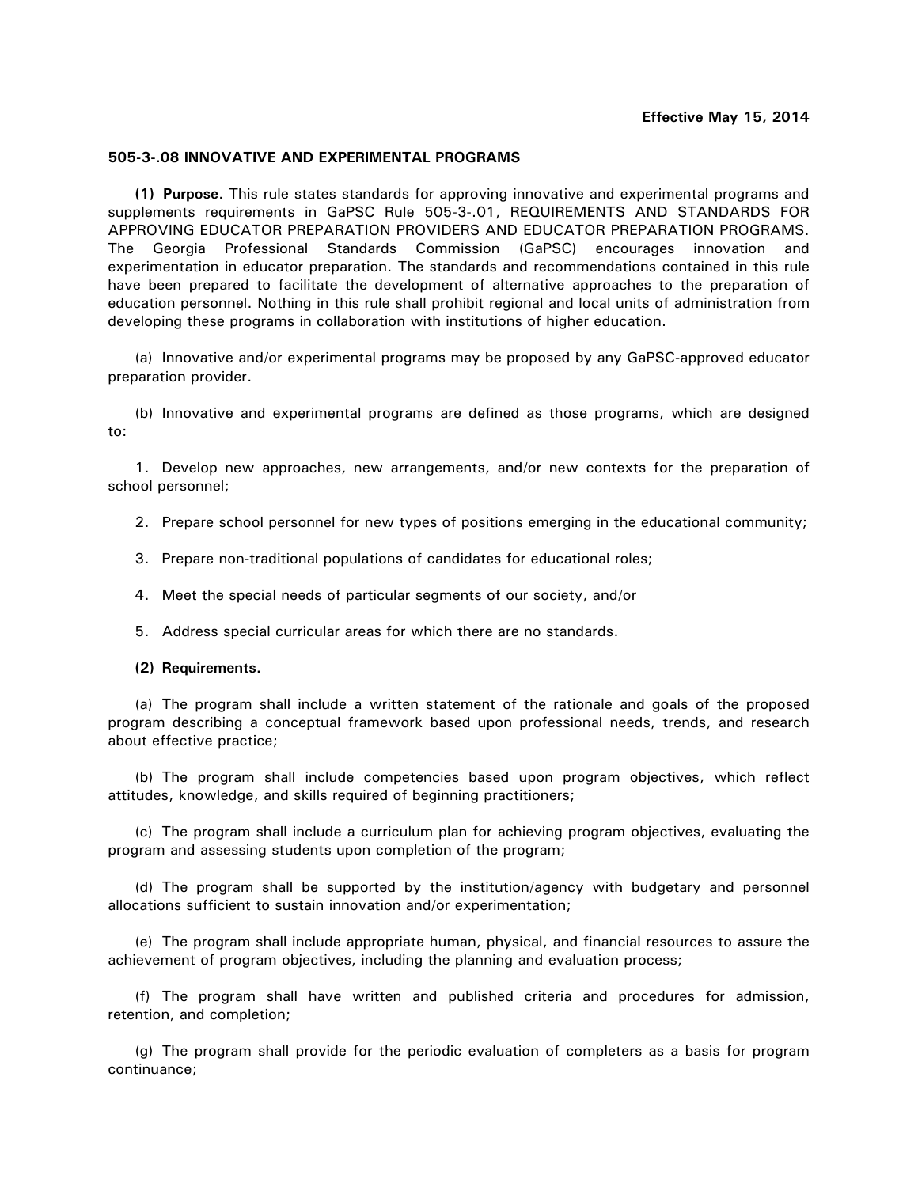**Effective May 15, 2014**

**505-3-.08 INNOVATIVE AND EXPERIMENTAL PROGRAMS**

**(1) Purpose**. This rule states standards for approving innovative and experimental programs and supplements requirements in GaPSC Rule 505-3-.01, REQUIREMENTS AND STANDARDS FOR APPROVING EDUCATOR PREPARATION PROVIDERS AND EDUCATOR PREPARATION PROGRAMS. The Georgia Professional Standards Commission (GaPSC) encourages innovation and experimentation in educator preparation. The standards and recommendations contained in this rule have been prepared to facilitate the development of alternative approaches to the preparation of education personnel. Nothing in this rule shall prohibit regional and local units of administration from developing these programs in collaboration with institutions of higher education.

(a) Innovative and/or experimental programs may be proposed by any GaPSC-approved educator preparation provider.

(b) Innovative and experimental programs are defined as those programs, which are designed to:

1. Develop new approaches, new arrangements, and/or new contexts for the preparation of school personnel;

2. Prepare school personnel for new types of positions emerging in the educational community;

3. Prepare non-traditional populations of candidates for educational roles;

4. Meet the special needs of particular segments of our society, and/or

5. Address special curricular areas for which there are no standards.

**(2) Requirements.**

(a) The program shall include a written statement of the rationale and goals of the proposed program describing a conceptual framework based upon professional needs, trends, and research about effective practice;

(b) The program shall include competencies based upon program objectives, which reflect attitudes, knowledge, and skills required of beginning practitioners;

(c) The program shall include a curriculum plan for achieving program objectives, evaluating the program and assessing students upon completion of the program;

(d) The program shall be supported by the institution/agency with budgetary and personnel allocations sufficient to sustain innovation and/or experimentation;

(e) The program shall include appropriate human, physical, and financial resources to assure the achievement of program objectives, including the planning and evaluation process;

(f) The program shall have written and published criteria and procedures for admission, retention, and completion;

(g) The program shall provide for the periodic evaluation of completers as a basis for program continuance;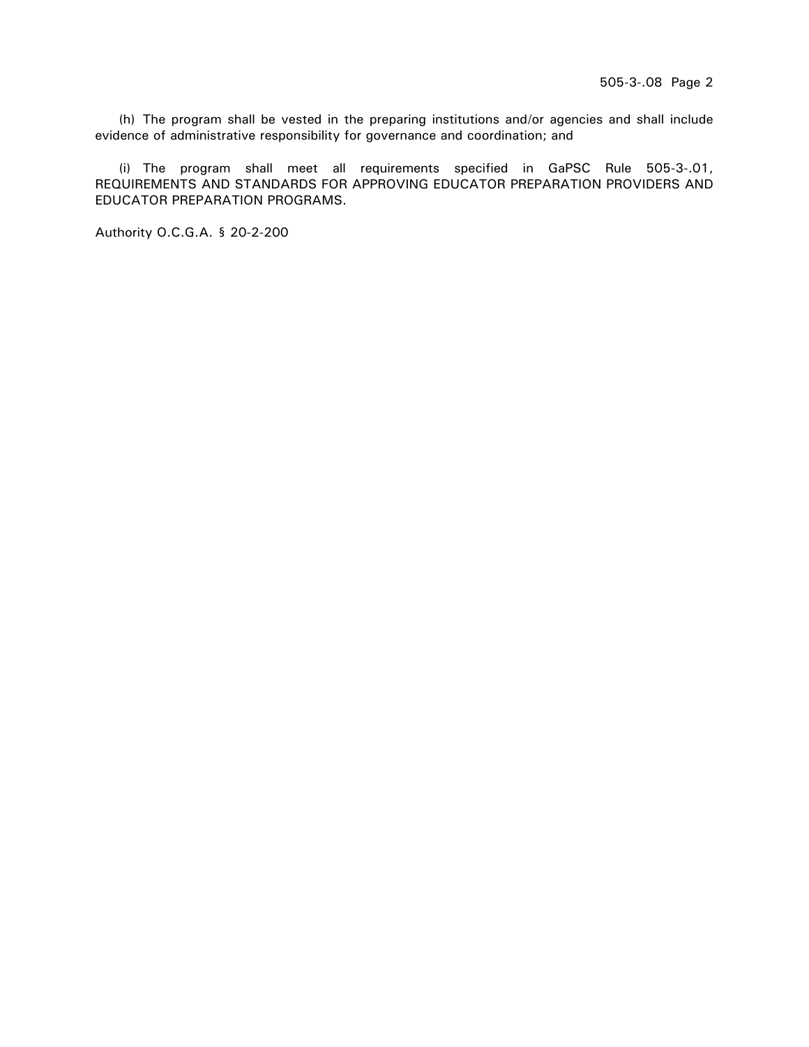(h) The program shall be vested in the preparing institutions and/or agencies and shall include evidence of administrative responsibility for governance and coordination; and

(i) The program shall meet all requirements specified in GaPSC Rule 505-3-.01, REQUIREMENTS AND STANDARDS FOR APPROVING EDUCATOR PREPARATION PROVIDERS AND EDUCATOR PREPARATION PROGRAMS.

Authority O.C.G.A. § 20-2-200